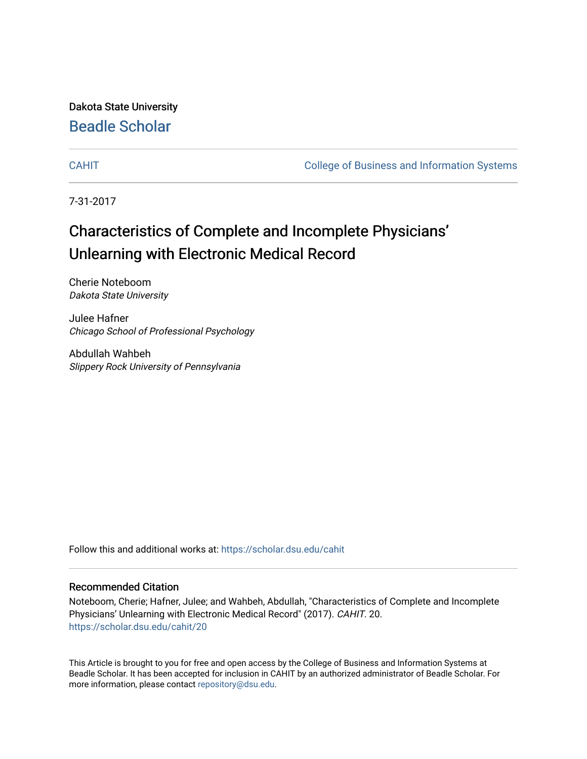Dakota State University

# Beadle Scholar

CAHIT | College of Business and Information Systems

7-31-2017

# Characteristics of Complete and Incomplete Physicians' Unlearning with Electronic Medical Record

Cherie Noteboom
*Dakota State University*

Julee Hafner
*Chicago School of Professional Psychology*

Abdullah Wahbeh
*Slippery Rock University of Pennsylvania*

Follow this and additional works at: https://scholar.dsu.edu/cahit

## Recommended Citation

Noteboom, Cherie; Hafner, Julee; and Wahbeh, Abdullah, "Characteristics of Complete and Incomplete Physicians' Unlearning with Electronic Medical Record" (2017). *CAHIT*. 20.
https://scholar.dsu.edu/cahit/20

This Article is brought to you for free and open access by the College of Business and Information Systems at Beadle Scholar. It has been accepted for inclusion in CAHIT by an authorized administrator of Beadle Scholar. For more information, please contact repository@dsu.edu.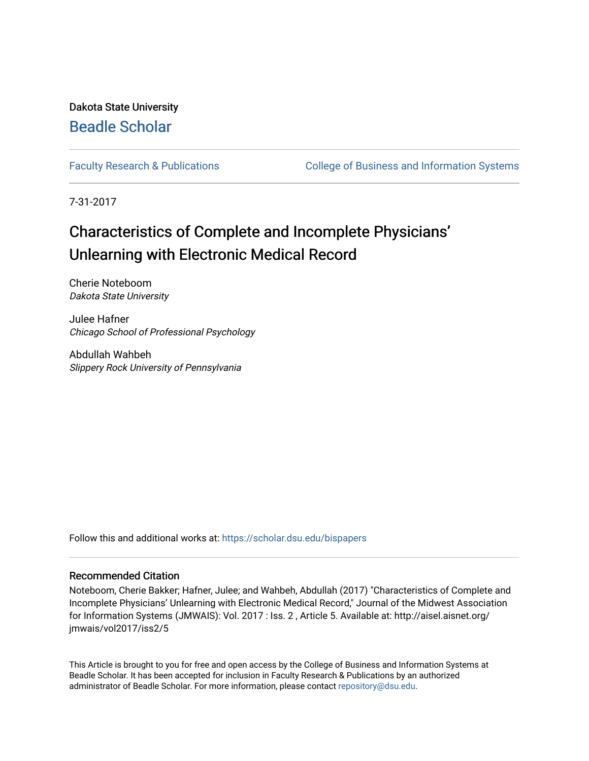Dakota State University

# Beadle Scholar

Faculty Research & Publications | College of Business and Information Systems

7-31-2017

# Characteristics of Complete and Incomplete Physicians' Unlearning with Electronic Medical Record

Cherie Noteboom
*Dakota State University*

Julee Hafner
*Chicago School of Professional Psychology*

Abdullah Wahbeh
*Slippery Rock University of Pennsylvania*

Follow this and additional works at: https://scholar.dsu.edu/bispapers

## Recommended Citation

Noteboom, Cherie Bakker; Hafner, Julee; and Wahbeh, Abdullah (2017) "Characteristics of Complete and Incomplete Physicians' Unlearning with Electronic Medical Record," Journal of the Midwest Association for Information Systems (JMWAIS): Vol. 2017 : Iss. 2 , Article 5. Available at: http://aisel.aisnet.org/jmwais/vol2017/iss2/5

This Article is brought to you for free and open access by the College of Business and Information Systems at Beadle Scholar. It has been accepted for inclusion in Faculty Research & Publications by an authorized administrator of Beadle Scholar. For more information, please contact repository@dsu.edu.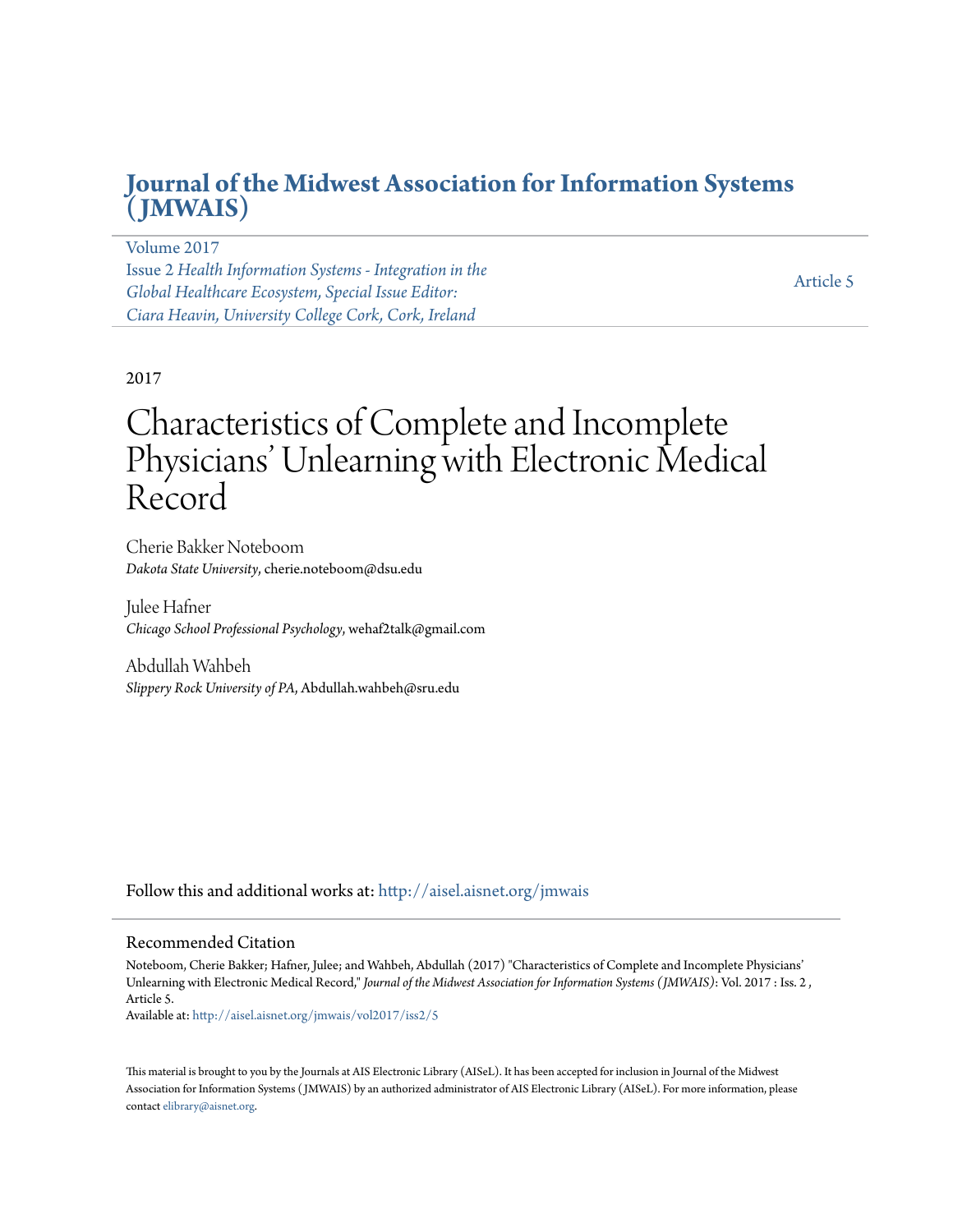# Journal of the Midwest Association for Information Systems (JMWAIS)

Volume 2017
Issue 2 *Health Information Systems - Integration in the Global Healthcare Ecosystem, Special Issue Editor: Ciara Heavin, University College Cork, Cork, Ireland*

Article 5

2017

# Characteristics of Complete and Incomplete Physicians' Unlearning with Electronic Medical Record

Cherie Bakker Noteboom
*Dakota State University*, cherie.noteboom@dsu.edu

Julee Hafner
*Chicago School Professional Psychology*, wehaf2talk@gmail.com

Abdullah Wahbeh
*Slippery Rock University of PA*, Abdullah.wahbeh@sru.edu

Follow this and additional works at: http://aisel.aisnet.org/jmwais

## Recommended Citation

Noteboom, Cherie Bakker; Hafner, Julee; and Wahbeh, Abdullah (2017) "Characteristics of Complete and Incomplete Physicians' Unlearning with Electronic Medical Record," *Journal of the Midwest Association for Information Systems (JMWAIS)*: Vol. 2017 : Iss. 2 , Article 5.
Available at: http://aisel.aisnet.org/jmwais/vol2017/iss2/5

This material is brought to you by the Journals at AIS Electronic Library (AISeL). It has been accepted for inclusion in Journal of the Midwest Association for Information Systems (JMWAIS) by an authorized administrator of AIS Electronic Library (AISeL). For more information, please contact elibrary@aisnet.org.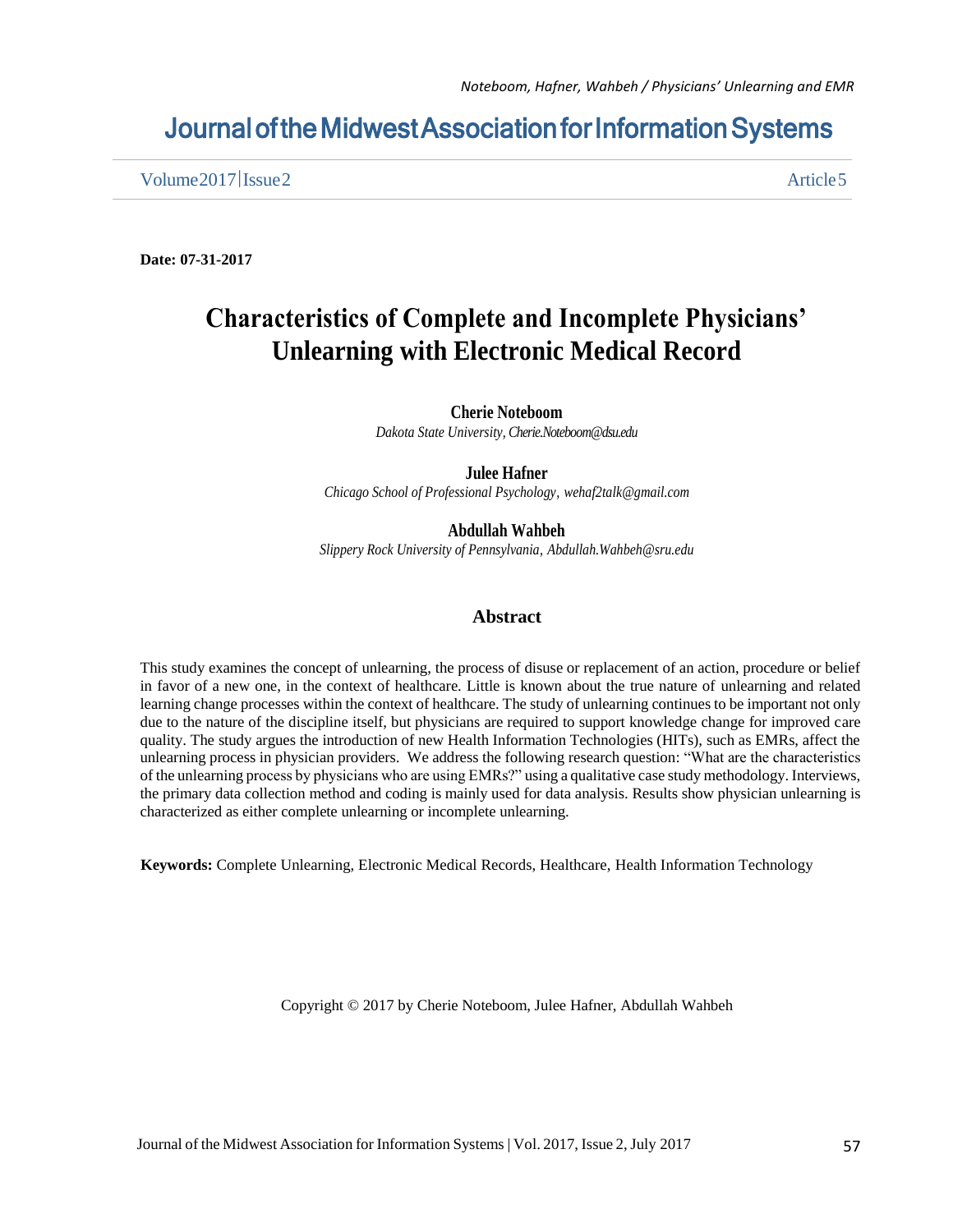# Journal of the Midwest Association for Information Systems

Volume 2017 | Issue 2 Article 5

**Date: 07-31-2017**

# Characteristics of Complete and Incomplete Physicians' Unlearning with Electronic Medical Record

**Cherie Noteboom**
*Dakota State University, Cherie.Noteboom@dsu.edu*

**Julee Hafner**
*Chicago School of Professional Psychology, wehaf2talk@gmail.com*

**Abdullah Wahbeh**
*Slippery Rock University of Pennsylvania, Abdullah.Wahbeh@sru.edu*

## Abstract

This study examines the concept of unlearning, the process of disuse or replacement of an action, procedure or belief in favor of a new one, in the context of healthcare. Little is known about the true nature of unlearning and related learning change processes within the context of healthcare. The study of unlearning continues to be important not only due to the nature of the discipline itself, but physicians are required to support knowledge change for improved care quality. The study argues the introduction of new Health Information Technologies (HITs), such as EMRs, affect the unlearning process in physician providers. We address the following research question: "What are the characteristics of the unlearning process by physicians who are using EMRs?" using a qualitative case study methodology. Interviews, the primary data collection method and coding is mainly used for data analysis. Results show physician unlearning is characterized as either complete unlearning or incomplete unlearning.

**Keywords:** Complete Unlearning, Electronic Medical Records, Healthcare, Health Information Technology

Copyright © 2017 by Cherie Noteboom, Julee Hafner, Abdullah Wahbeh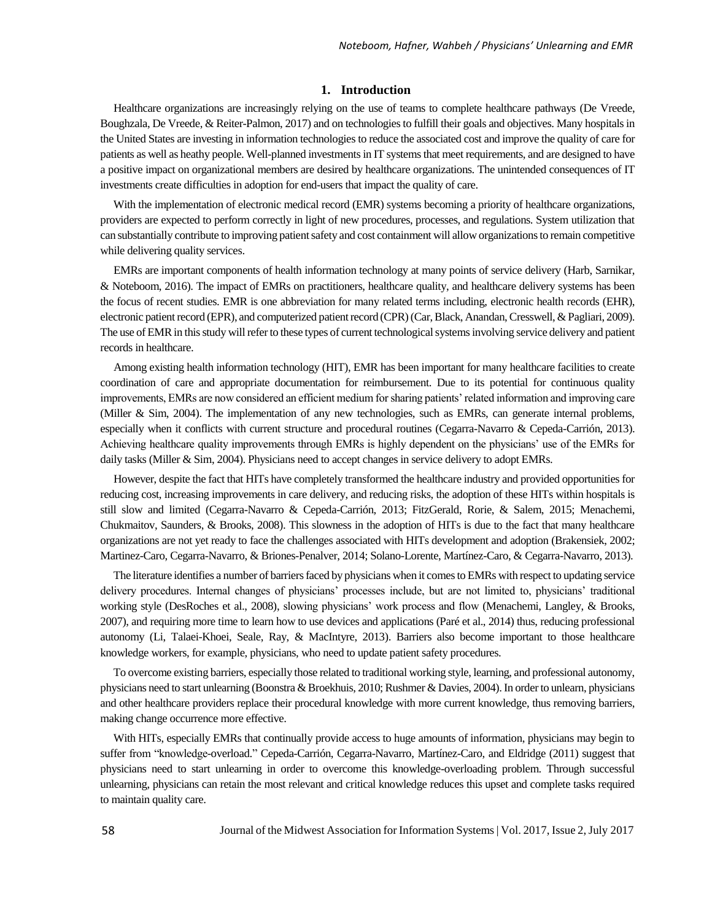## 1. Introduction

Healthcare organizations are increasingly relying on the use of teams to complete healthcare pathways (De Vreede, Boughzala, De Vreede, & Reiter-Palmon, 2017) and on technologies to fulfill their goals and objectives. Many hospitals in the United States are investing in information technologies to reduce the associated cost and improve the quality of care for patients as well as heathy people. Well-planned investments in IT systems that meet requirements, and are designed to have a positive impact on organizational members are desired by healthcare organizations. The unintended consequences of IT investments create difficulties in adoption for end-users that impact the quality of care.

With the implementation of electronic medical record (EMR) systems becoming a priority of healthcare organizations, providers are expected to perform correctly in light of new procedures, processes, and regulations. System utilization that can substantially contribute to improving patient safety and cost containment will allow organizations to remain competitive while delivering quality services.

EMRs are important components of health information technology at many points of service delivery (Harb, Sarnikar, & Noteboom, 2016). The impact of EMRs on practitioners, healthcare quality, and healthcare delivery systems has been the focus of recent studies. EMR is one abbreviation for many related terms including, electronic health records (EHR), electronic patient record (EPR), and computerized patient record (CPR) (Car, Black, Anandan, Cresswell, & Pagliari, 2009). The use of EMR in this study will refer to these types of current technological systems involving service delivery and patient records in healthcare.

Among existing health information technology (HIT), EMR has been important for many healthcare facilities to create coordination of care and appropriate documentation for reimbursement. Due to its potential for continuous quality improvements, EMRs are now considered an efficient medium for sharing patients' related information and improving care (Miller & Sim, 2004). The implementation of any new technologies, such as EMRs, can generate internal problems, especially when it conflicts with current structure and procedural routines (Cegarra-Navarro & Cepeda-Carrión, 2013). Achieving healthcare quality improvements through EMRs is highly dependent on the physicians' use of the EMRs for daily tasks (Miller & Sim, 2004). Physicians need to accept changes in service delivery to adopt EMRs.

However, despite the fact that HITs have completely transformed the healthcare industry and provided opportunities for reducing cost, increasing improvements in care delivery, and reducing risks, the adoption of these HITs within hospitals is still slow and limited (Cegarra-Navarro & Cepeda-Carrión, 2013; FitzGerald, Rorie, & Salem, 2015; Menachemi, Chukmaitov, Saunders, & Brooks, 2008). This slowness in the adoption of HITs is due to the fact that many healthcare organizations are not yet ready to face the challenges associated with HITs development and adoption (Brakensiek, 2002; Martinez-Caro, Cegarra-Navarro, & Briones-Penalver, 2014; Solano-Lorente, Martínez-Caro, & Cegarra-Navarro, 2013).

The literature identifies a number of barriers faced by physicians when it comes to EMRs with respect to updating service delivery procedures. Internal changes of physicians' processes include, but are not limited to, physicians' traditional working style (DesRoches et al., 2008), slowing physicians' work process and flow (Menachemi, Langley, & Brooks, 2007), and requiring more time to learn how to use devices and applications (Paré et al., 2014) thus, reducing professional autonomy (Li, Talaei-Khoei, Seale, Ray, & MacIntyre, 2013). Barriers also become important to those healthcare knowledge workers, for example, physicians, who need to update patient safety procedures.

To overcome existing barriers, especially those related to traditional working style, learning, and professional autonomy, physicians need to start unlearning (Boonstra & Broekhuis, 2010; Rushmer & Davies, 2004). In order to unlearn, physicians and other healthcare providers replace their procedural knowledge with more current knowledge, thus removing barriers, making change occurrence more effective.

With HITs, especially EMRs that continually provide access to huge amounts of information, physicians may begin to suffer from "knowledge-overload." Cepeda-Carrión, Cegarra-Navarro, Martínez-Caro, and Eldridge (2011) suggest that physicians need to start unlearning in order to overcome this knowledge-overloading problem. Through successful unlearning, physicians can retain the most relevant and critical knowledge reduces this upset and complete tasks required to maintain quality care.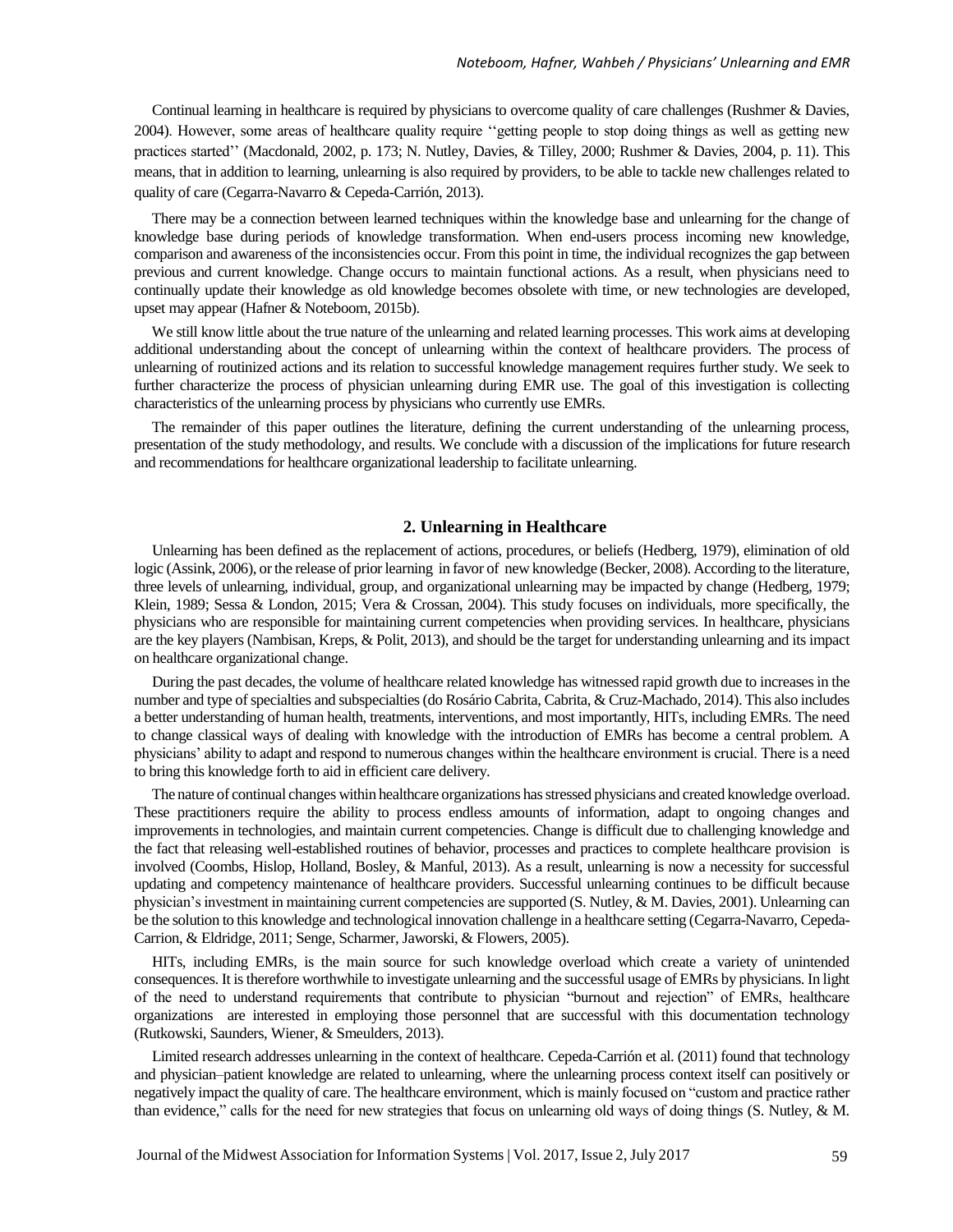Continual learning in healthcare is required by physicians to overcome quality of care challenges (Rushmer & Davies, 2004). However, some areas of healthcare quality require ''getting people to stop doing things as well as getting new practices started'' (Macdonald, 2002, p. 173; N. Nutley, Davies, & Tilley, 2000; Rushmer & Davies, 2004, p. 11). This means, that in addition to learning, unlearning is also required by providers, to be able to tackle new challenges related to quality of care (Cegarra-Navarro & Cepeda-Carrión, 2013).

There may be a connection between learned techniques within the knowledge base and unlearning for the change of knowledge base during periods of knowledge transformation. When end-users process incoming new knowledge, comparison and awareness of the inconsistencies occur. From this point in time, the individual recognizes the gap between previous and current knowledge. Change occurs to maintain functional actions. As a result, when physicians need to continually update their knowledge as old knowledge becomes obsolete with time, or new technologies are developed, upset may appear (Hafner & Noteboom, 2015b).

We still know little about the true nature of the unlearning and related learning processes. This work aims at developing additional understanding about the concept of unlearning within the context of healthcare providers. The process of unlearning of routinized actions and its relation to successful knowledge management requires further study. We seek to further characterize the process of physician unlearning during EMR use. The goal of this investigation is collecting characteristics of the unlearning process by physicians who currently use EMRs.

The remainder of this paper outlines the literature, defining the current understanding of the unlearning process, presentation of the study methodology, and results. We conclude with a discussion of the implications for future research and recommendations for healthcare organizational leadership to facilitate unlearning.

## 2. Unlearning in Healthcare

Unlearning has been defined as the replacement of actions, procedures, or beliefs (Hedberg, 1979), elimination of old logic (Assink, 2006), or the release of prior learning in favor of new knowledge (Becker, 2008). According to the literature, three levels of unlearning, individual, group, and organizational unlearning may be impacted by change (Hedberg, 1979; Klein, 1989; Sessa & London, 2015; Vera & Crossan, 2004). This study focuses on individuals, more specifically, the physicians who are responsible for maintaining current competencies when providing services. In healthcare, physicians are the key players (Nambisan, Kreps, & Polit, 2013), and should be the target for understanding unlearning and its impact on healthcare organizational change.

During the past decades, the volume of healthcare related knowledge has witnessed rapid growth due to increases in the number and type of specialties and subspecialties (do Rosário Cabrita, Cabrita, & Cruz-Machado, 2014). This also includes a better understanding of human health, treatments, interventions, and most importantly, HITs, including EMRs. The need to change classical ways of dealing with knowledge with the introduction of EMRs has become a central problem. A physicians' ability to adapt and respond to numerous changes within the healthcare environment is crucial. There is a need to bring this knowledge forth to aid in efficient care delivery.

The nature of continual changes within healthcare organizations has stressed physicians and created knowledge overload. These practitioners require the ability to process endless amounts of information, adapt to ongoing changes and improvements in technologies, and maintain current competencies. Change is difficult due to challenging knowledge and the fact that releasing well-established routines of behavior, processes and practices to complete healthcare provision is involved (Coombs, Hislop, Holland, Bosley, & Manful, 2013). As a result, unlearning is now a necessity for successful updating and competency maintenance of healthcare providers. Successful unlearning continues to be difficult because physician's investment in maintaining current competencies are supported (S. Nutley, & M. Davies, 2001). Unlearning can be the solution to this knowledge and technological innovation challenge in a healthcare setting (Cegarra-Navarro, Cepeda-Carrion, & Eldridge, 2011; Senge, Scharmer, Jaworski, & Flowers, 2005).

HITs, including EMRs, is the main source for such knowledge overload which create a variety of unintended consequences. It is therefore worthwhile to investigate unlearning and the successful usage of EMRs by physicians. In light of the need to understand requirements that contribute to physician "burnout and rejection" of EMRs, healthcare organizations are interested in employing those personnel that are successful with this documentation technology (Rutkowski, Saunders, Wiener, & Smeulders, 2013).

Limited research addresses unlearning in the context of healthcare. Cepeda-Carrión et al. (2011) found that technology and physician–patient knowledge are related to unlearning, where the unlearning process context itself can positively or negatively impact the quality of care. The healthcare environment, which is mainly focused on "custom and practice rather than evidence," calls for the need for new strategies that focus on unlearning old ways of doing things (S. Nutley, & M.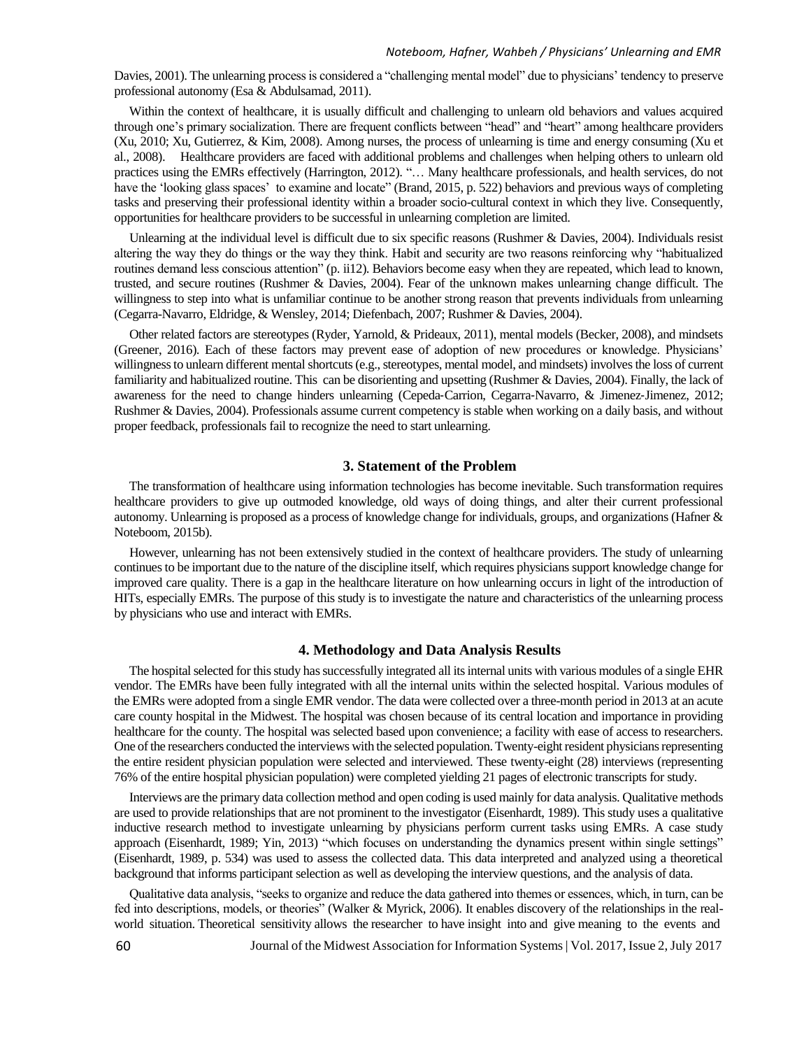Davies, 2001). The unlearning process is considered a "challenging mental model" due to physicians' tendency to preserve professional autonomy (Esa & Abdulsamad, 2011).

Within the context of healthcare, it is usually difficult and challenging to unlearn old behaviors and values acquired through one's primary socialization. There are frequent conflicts between "head" and "heart" among healthcare providers (Xu, 2010; Xu, Gutierrez, & Kim, 2008). Among nurses, the process of unlearning is time and energy consuming (Xu et al., 2008). Healthcare providers are faced with additional problems and challenges when helping others to unlearn old practices using the EMRs effectively (Harrington, 2012). "… Many healthcare professionals, and health services, do not have the 'looking glass spaces' to examine and locate" (Brand, 2015, p. 522) behaviors and previous ways of completing tasks and preserving their professional identity within a broader socio-cultural context in which they live. Consequently, opportunities for healthcare providers to be successful in unlearning completion are limited.

Unlearning at the individual level is difficult due to six specific reasons (Rushmer & Davies, 2004). Individuals resist altering the way they do things or the way they think. Habit and security are two reasons reinforcing why "habitualized routines demand less conscious attention" (p. ii12). Behaviors become easy when they are repeated, which lead to known, trusted, and secure routines (Rushmer & Davies, 2004). Fear of the unknown makes unlearning change difficult. The willingness to step into what is unfamiliar continue to be another strong reason that prevents individuals from unlearning (Cegarra-Navarro, Eldridge, & Wensley, 2014; Diefenbach, 2007; Rushmer & Davies, 2004).

Other related factors are stereotypes (Ryder, Yarnold, & Prideaux, 2011), mental models (Becker, 2008), and mindsets (Greener, 2016). Each of these factors may prevent ease of adoption of new procedures or knowledge. Physicians' willingness to unlearn different mental shortcuts (e.g., stereotypes, mental model, and mindsets) involves the loss of current familiarity and habitualized routine. This can be disorienting and upsetting (Rushmer & Davies, 2004). Finally, the lack of awareness for the need to change hinders unlearning (Cepeda-Carrion, Cegarra-Navarro, & Jimenez-Jimenez, 2012; Rushmer & Davies, 2004). Professionals assume current competency is stable when working on a daily basis, and without proper feedback, professionals fail to recognize the need to start unlearning.

## 3. Statement of the Problem

The transformation of healthcare using information technologies has become inevitable. Such transformation requires healthcare providers to give up outmoded knowledge, old ways of doing things, and alter their current professional autonomy. Unlearning is proposed as a process of knowledge change for individuals, groups, and organizations (Hafner & Noteboom, 2015b).

However, unlearning has not been extensively studied in the context of healthcare providers. The study of unlearning continues to be important due to the nature of the discipline itself, which requires physicians support knowledge change for improved care quality. There is a gap in the healthcare literature on how unlearning occurs in light of the introduction of HITs, especially EMRs. The purpose of this study is to investigate the nature and characteristics of the unlearning process by physicians who use and interact with EMRs.

## 4. Methodology and Data Analysis Results

The hospital selected for this study has successfully integrated all its internal units with various modules of a single EHR vendor. The EMRs have been fully integrated with all the internal units within the selected hospital. Various modules of the EMRs were adopted from a single EMR vendor. The data were collected over a three-month period in 2013 at an acute care county hospital in the Midwest. The hospital was chosen because of its central location and importance in providing healthcare for the county. The hospital was selected based upon convenience; a facility with ease of access to researchers. One of the researchers conducted the interviews with the selected population. Twenty-eight resident physicians representing the entire resident physician population were selected and interviewed. These twenty-eight (28) interviews (representing 76% of the entire hospital physician population) were completed yielding 21 pages of electronic transcripts for study.

Interviews are the primary data collection method and open coding is used mainly for data analysis. Qualitative methods are used to provide relationships that are not prominent to the investigator (Eisenhardt, 1989). This study uses a qualitative inductive research method to investigate unlearning by physicians perform current tasks using EMRs. A case study approach (Eisenhardt, 1989; Yin, 2013) "which focuses on understanding the dynamics present within single settings" (Eisenhardt, 1989, p. 534) was used to assess the collected data. This data interpreted and analyzed using a theoretical background that informs participant selection as well as developing the interview questions, and the analysis of data.

Qualitative data analysis, "seeks to organize and reduce the data gathered into themes or essences, which, in turn, can be fed into descriptions, models, or theories" (Walker & Myrick, 2006). It enables discovery of the relationships in the real-world situation. Theoretical sensitivity allows the researcher to have insight into and give meaning to the events and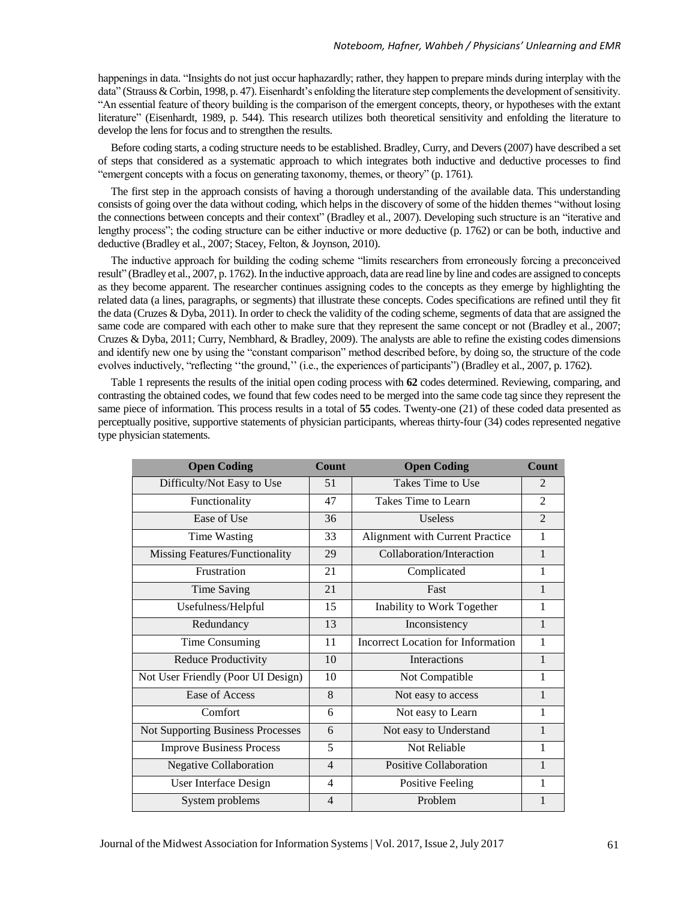happenings in data. "Insights do not just occur haphazardly; rather, they happen to prepare minds during interplay with the data" (Strauss & Corbin, 1998, p. 47). Eisenhardt's enfolding the literature step complements the development of sensitivity. "An essential feature of theory building is the comparison of the emergent concepts, theory, or hypotheses with the extant literature" (Eisenhardt, 1989, p. 544). This research utilizes both theoretical sensitivity and enfolding the literature to develop the lens for focus and to strengthen the results.

Before coding starts, a coding structure needs to be established. Bradley, Curry, and Devers (2007) have described a set of steps that considered as a systematic approach to which integrates both inductive and deductive processes to find "emergent concepts with a focus on generating taxonomy, themes, or theory" (p. 1761).

The first step in the approach consists of having a thorough understanding of the available data. This understanding consists of going over the data without coding, which helps in the discovery of some of the hidden themes "without losing the connections between concepts and their context" (Bradley et al., 2007). Developing such structure is an "iterative and lengthy process"; the coding structure can be either inductive or more deductive (p. 1762) or can be both, inductive and deductive (Bradley et al., 2007; Stacey, Felton, & Joynson, 2010).

The inductive approach for building the coding scheme "limits researchers from erroneously forcing a preconceived result" (Bradley et al., 2007, p. 1762). In the inductive approach, data are read line by line and codes are assigned to concepts as they become apparent. The researcher continues assigning codes to the concepts as they emerge by highlighting the related data (a lines, paragraphs, or segments) that illustrate these concepts. Codes specifications are refined until they fit the data (Cruzes & Dyba, 2011). In order to check the validity of the coding scheme, segments of data that are assigned the same code are compared with each other to make sure that they represent the same concept or not (Bradley et al., 2007; Cruzes & Dyba, 2011; Curry, Nembhard, & Bradley, 2009). The analysts are able to refine the existing codes dimensions and identify new one by using the "constant comparison" method described before, by doing so, the structure of the code evolves inductively, "reflecting ''the ground,'' (i.e., the experiences of participants") (Bradley et al., 2007, p. 1762).

Table 1 represents the results of the initial open coding process with **62** codes determined. Reviewing, comparing, and contrasting the obtained codes, we found that few codes need to be merged into the same code tag since they represent the same piece of information. This process results in a total of **55** codes. Twenty-one (21) of these coded data presented as perceptually positive, supportive statements of physician participants, whereas thirty-four (34) codes represented negative type physician statements.

| Open Coding | Count | Open Coding | Count |
|---|---|---|---|
| Difficulty/Not Easy to Use | 51 | Takes Time to Use | 2 |
| Functionality | 47 | Takes Time to Learn | 2 |
| Ease of Use | 36 | Useless | 2 |
| Time Wasting | 33 | Alignment with Current Practice | 1 |
| Missing Features/Functionality | 29 | Collaboration/Interaction | 1 |
| Frustration | 21 | Complicated | 1 |
| Time Saving | 21 | Fast | 1 |
| Usefulness/Helpful | 15 | Inability to Work Together | 1 |
| Redundancy | 13 | Inconsistency | 1 |
| Time Consuming | 11 | Incorrect Location for Information | 1 |
| Reduce Productivity | 10 | Interactions | 1 |
| Not User Friendly (Poor UI Design) | 10 | Not Compatible | 1 |
| Ease of Access | 8 | Not easy to access | 1 |
| Comfort | 6 | Not easy to Learn | 1 |
| Not Supporting Business Processes | 6 | Not easy to Understand | 1 |
| Improve Business Process | 5 | Not Reliable | 1 |
| Negative Collaboration | 4 | Positive Collaboration | 1 |
| User Interface Design | 4 | Positive Feeling | 1 |
| System problems | 4 | Problem | 1 |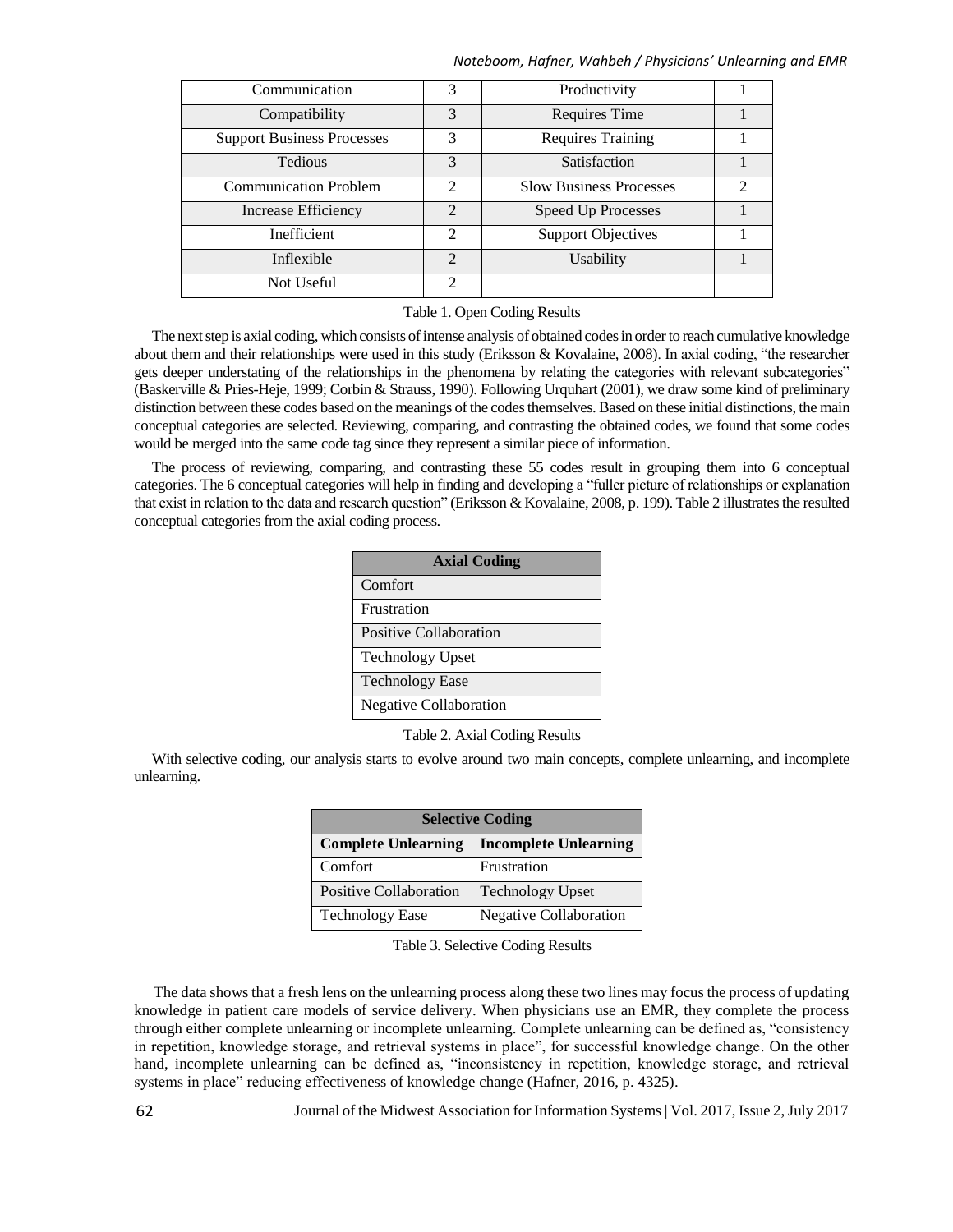| Communication | 3 | Productivity | 1 |
|---|---|---|---|
| Compatibility | 3 | Requires Time | 1 |
| Support Business Processes | 3 | Requires Training | 1 |
| Tedious | 3 | Satisfaction | 1 |
| Communication Problem | 2 | Slow Business Processes | 2 |
| Increase Efficiency | 2 | Speed Up Processes | 1 |
| Inefficient | 2 | Support Objectives | 1 |
| Inflexible | 2 | Usability | 1 |
| Not Useful | 2 | | |

Table 1. Open Coding Results

The next step is axial coding, which consists of intense analysis of obtained codes in order to reach cumulative knowledge about them and their relationships were used in this study (Eriksson & Kovalaine, 2008). In axial coding, "the researcher gets deeper understating of the relationships in the phenomena by relating the categories with relevant subcategories" (Baskerville & Pries-Heje, 1999; Corbin & Strauss, 1990). Following Urquhart (2001), we draw some kind of preliminary distinction between these codes based on the meanings of the codes themselves. Based on these initial distinctions, the main conceptual categories are selected. Reviewing, comparing, and contrasting the obtained codes, we found that some codes would be merged into the same code tag since they represent a similar piece of information.

The process of reviewing, comparing, and contrasting these 55 codes result in grouping them into 6 conceptual categories. The 6 conceptual categories will help in finding and developing a "fuller picture of relationships or explanation that exist in relation to the data and research question" (Eriksson & Kovalaine, 2008, p. 199). Table 2 illustrates the resulted conceptual categories from the axial coding process.

| Axial Coding |
|---|
| Comfort |
| Frustration |
| Positive Collaboration |
| Technology Upset |
| Technology Ease |
| Negative Collaboration |

Table 2. Axial Coding Results

With selective coding, our analysis starts to evolve around two main concepts, complete unlearning, and incomplete unlearning.

| Selective Coding | |
|---|---|
| **Complete Unlearning** | **Incomplete Unlearning** |
| Comfort | Frustration |
| Positive Collaboration | Technology Upset |
| Technology Ease | Negative Collaboration |

Table 3. Selective Coding Results

The data shows that a fresh lens on the unlearning process along these two lines may focus the process of updating knowledge in patient care models of service delivery. When physicians use an EMR, they complete the process through either complete unlearning or incomplete unlearning. Complete unlearning can be defined as, "consistency in repetition, knowledge storage, and retrieval systems in place", for successful knowledge change. On the other hand, incomplete unlearning can be defined as, "inconsistency in repetition, knowledge storage, and retrieval systems in place" reducing effectiveness of knowledge change (Hafner, 2016, p. 4325).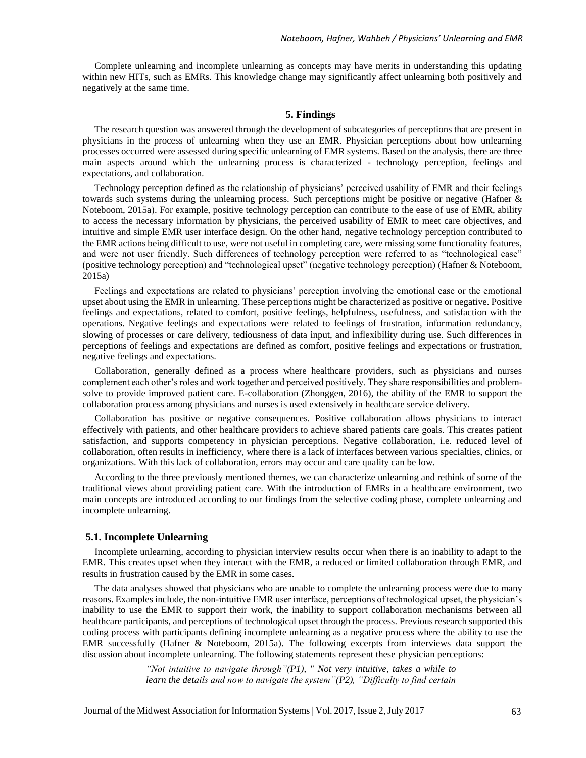Complete unlearning and incomplete unlearning as concepts may have merits in understanding this updating within new HITs, such as EMRs. This knowledge change may significantly affect unlearning both positively and negatively at the same time.

## 5. Findings

The research question was answered through the development of subcategories of perceptions that are present in physicians in the process of unlearning when they use an EMR. Physician perceptions about how unlearning processes occurred were assessed during specific unlearning of EMR systems. Based on the analysis, there are three main aspects around which the unlearning process is characterized - technology perception, feelings and expectations, and collaboration.

Technology perception defined as the relationship of physicians' perceived usability of EMR and their feelings towards such systems during the unlearning process. Such perceptions might be positive or negative (Hafner & Noteboom, 2015a). For example, positive technology perception can contribute to the ease of use of EMR, ability to access the necessary information by physicians, the perceived usability of EMR to meet care objectives, and intuitive and simple EMR user interface design. On the other hand, negative technology perception contributed to the EMR actions being difficult to use, were not useful in completing care, were missing some functionality features, and were not user friendly. Such differences of technology perception were referred to as "technological ease" (positive technology perception) and "technological upset" (negative technology perception) (Hafner & Noteboom, 2015a)

Feelings and expectations are related to physicians' perception involving the emotional ease or the emotional upset about using the EMR in unlearning. These perceptions might be characterized as positive or negative. Positive feelings and expectations, related to comfort, positive feelings, helpfulness, usefulness, and satisfaction with the operations. Negative feelings and expectations were related to feelings of frustration, information redundancy, slowing of processes or care delivery, tediousness of data input, and inflexibility during use. Such differences in perceptions of feelings and expectations are defined as comfort, positive feelings and expectations or frustration, negative feelings and expectations.

Collaboration, generally defined as a process where healthcare providers, such as physicians and nurses complement each other's roles and work together and perceived positively. They share responsibilities and problem-solve to provide improved patient care. E-collaboration (Zhonggen, 2016), the ability of the EMR to support the collaboration process among physicians and nurses is used extensively in healthcare service delivery.

Collaboration has positive or negative consequences. Positive collaboration allows physicians to interact effectively with patients, and other healthcare providers to achieve shared patients care goals. This creates patient satisfaction, and supports competency in physician perceptions. Negative collaboration, i.e. reduced level of collaboration, often results in inefficiency, where there is a lack of interfaces between various specialties, clinics, or organizations. With this lack of collaboration, errors may occur and care quality can be low.

According to the three previously mentioned themes, we can characterize unlearning and rethink of some of the traditional views about providing patient care. With the introduction of EMRs in a healthcare environment, two main concepts are introduced according to our findings from the selective coding phase, complete unlearning and incomplete unlearning.

### 5.1. Incomplete Unlearning

Incomplete unlearning, according to physician interview results occur when there is an inability to adapt to the EMR. This creates upset when they interact with the EMR, a reduced or limited collaboration through EMR, and results in frustration caused by the EMR in some cases.

The data analyses showed that physicians who are unable to complete the unlearning process were due to many reasons. Examples include, the non-intuitive EMR user interface, perceptions of technological upset, the physician's inability to use the EMR to support their work, the inability to support collaboration mechanisms between all healthcare participants, and perceptions of technological upset through the process. Previous research supported this coding process with participants defining incomplete unlearning as a negative process where the ability to use the EMR successfully (Hafner & Noteboom, 2015a). The following excerpts from interviews data support the discussion about incomplete unlearning. The following statements represent these physician perceptions:

> *"Not intuitive to navigate through"(P1), " Not very intuitive, takes a while to learn the details and now to navigate the system"(P2), "Difficulty to find certain*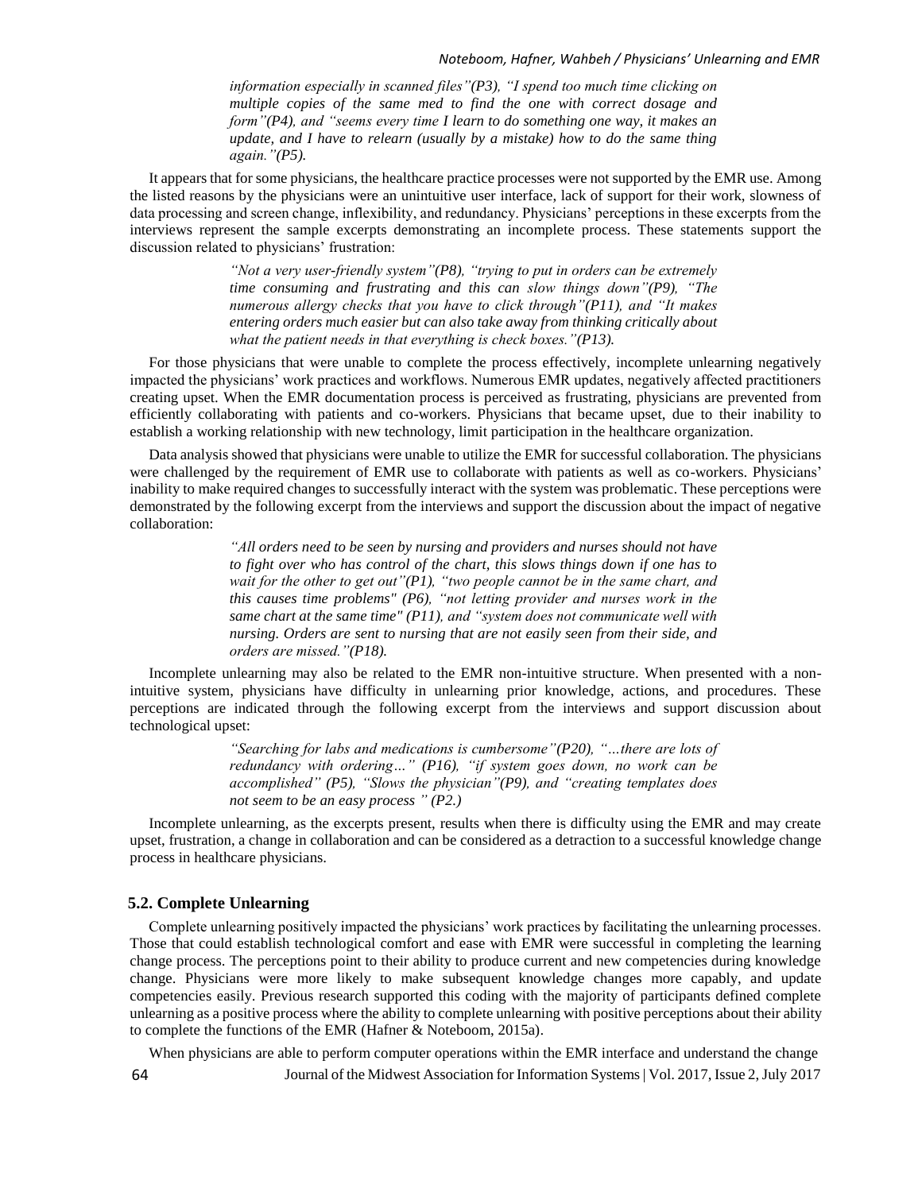> *information especially in scanned files"(P3), "I spend too much time clicking on multiple copies of the same med to find the one with correct dosage and form"(P4), and "seems every time I learn to do something one way, it makes an update, and I have to relearn (usually by a mistake) how to do the same thing again."(P5).*

It appears that for some physicians, the healthcare practice processes were not supported by the EMR use. Among the listed reasons by the physicians were an unintuitive user interface, lack of support for their work, slowness of data processing and screen change, inflexibility, and redundancy. Physicians' perceptions in these excerpts from the interviews represent the sample excerpts demonstrating an incomplete process. These statements support the discussion related to physicians' frustration:

> *"Not a very user-friendly system"(P8), "trying to put in orders can be extremely time consuming and frustrating and this can slow things down"(P9), "The numerous allergy checks that you have to click through"(P11), and "It makes entering orders much easier but can also take away from thinking critically about what the patient needs in that everything is check boxes."(P13).*

For those physicians that were unable to complete the process effectively, incomplete unlearning negatively impacted the physicians' work practices and workflows. Numerous EMR updates, negatively affected practitioners creating upset. When the EMR documentation process is perceived as frustrating, physicians are prevented from efficiently collaborating with patients and co-workers. Physicians that became upset, due to their inability to establish a working relationship with new technology, limit participation in the healthcare organization.

Data analysis showed that physicians were unable to utilize the EMR for successful collaboration. The physicians were challenged by the requirement of EMR use to collaborate with patients as well as co-workers. Physicians' inability to make required changes to successfully interact with the system was problematic. These perceptions were demonstrated by the following excerpt from the interviews and support the discussion about the impact of negative collaboration:

> *"All orders need to be seen by nursing and providers and nurses should not have to fight over who has control of the chart, this slows things down if one has to wait for the other to get out"(P1), "two people cannot be in the same chart, and this causes time problems" (P6), "not letting provider and nurses work in the same chart at the same time" (P11), and "system does not communicate well with nursing. Orders are sent to nursing that are not easily seen from their side, and orders are missed."(P18).*

Incomplete unlearning may also be related to the EMR non-intuitive structure. When presented with a non-intuitive system, physicians have difficulty in unlearning prior knowledge, actions, and procedures. These perceptions are indicated through the following excerpt from the interviews and support discussion about technological upset:

> *"Searching for labs and medications is cumbersome"(P20), "…there are lots of redundancy with ordering…" (P16), "if system goes down, no work can be accomplished" (P5), "Slows the physician"(P9), and "creating templates does not seem to be an easy process " (P2.)*

Incomplete unlearning, as the excerpts present, results when there is difficulty using the EMR and may create upset, frustration, a change in collaboration and can be considered as a detraction to a successful knowledge change process in healthcare physicians.

### 5.2. Complete Unlearning

Complete unlearning positively impacted the physicians' work practices by facilitating the unlearning processes. Those that could establish technological comfort and ease with EMR were successful in completing the learning change process. The perceptions point to their ability to produce current and new competencies during knowledge change. Physicians were more likely to make subsequent knowledge changes more capably, and update competencies easily. Previous research supported this coding with the majority of participants defined complete unlearning as a positive process where the ability to complete unlearning with positive perceptions about their ability to complete the functions of the EMR (Hafner & Noteboom, 2015a).

When physicians are able to perform computer operations within the EMR interface and understand the change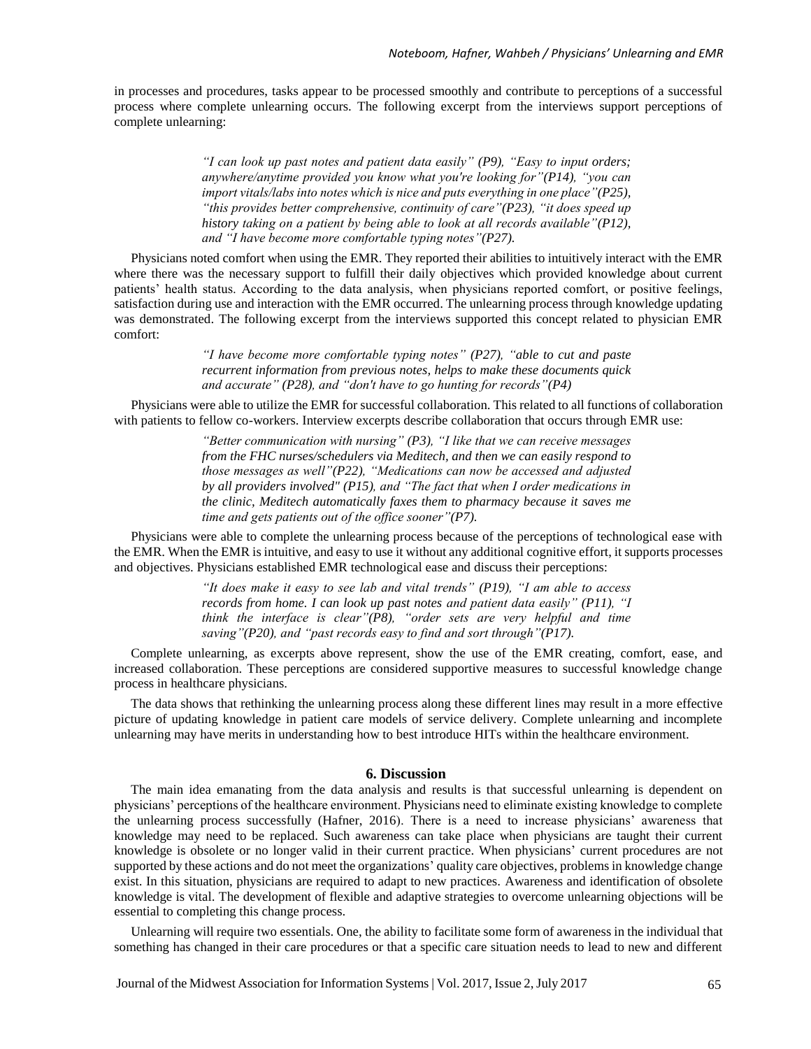in processes and procedures, tasks appear to be processed smoothly and contribute to perceptions of a successful process where complete unlearning occurs. The following excerpt from the interviews support perceptions of complete unlearning:

> *"I can look up past notes and patient data easily" (P9), "Easy to input orders; anywhere/anytime provided you know what you're looking for"(P14), "you can import vitals/labs into notes which is nice and puts everything in one place"(P25), "this provides better comprehensive, continuity of care"(P23), "it does speed up history taking on a patient by being able to look at all records available"(P12), and "I have become more comfortable typing notes"(P27).*

Physicians noted comfort when using the EMR. They reported their abilities to intuitively interact with the EMR where there was the necessary support to fulfill their daily objectives which provided knowledge about current patients' health status. According to the data analysis, when physicians reported comfort, or positive feelings, satisfaction during use and interaction with the EMR occurred. The unlearning process through knowledge updating was demonstrated. The following excerpt from the interviews supported this concept related to physician EMR comfort:

> *"I have become more comfortable typing notes" (P27), "able to cut and paste recurrent information from previous notes, helps to make these documents quick and accurate" (P28), and "don't have to go hunting for records"(P4)*

Physicians were able to utilize the EMR for successful collaboration. This related to all functions of collaboration with patients to fellow co-workers. Interview excerpts describe collaboration that occurs through EMR use:

> *"Better communication with nursing" (P3), "I like that we can receive messages from the FHC nurses/schedulers via Meditech, and then we can easily respond to those messages as well"(P22), "Medications can now be accessed and adjusted by all providers involved" (P15), and "The fact that when I order medications in the clinic, Meditech automatically faxes them to pharmacy because it saves me time and gets patients out of the office sooner"(P7).*

Physicians were able to complete the unlearning process because of the perceptions of technological ease with the EMR. When the EMR is intuitive, and easy to use it without any additional cognitive effort, it supports processes and objectives. Physicians established EMR technological ease and discuss their perceptions:

> *"It does make it easy to see lab and vital trends" (P19), "I am able to access records from home. I can look up past notes and patient data easily" (P11), "I think the interface is clear"(P8), "order sets are very helpful and time saving"(P20), and "past records easy to find and sort through"(P17).*

Complete unlearning, as excerpts above represent, show the use of the EMR creating, comfort, ease, and increased collaboration. These perceptions are considered supportive measures to successful knowledge change process in healthcare physicians.

The data shows that rethinking the unlearning process along these different lines may result in a more effective picture of updating knowledge in patient care models of service delivery. Complete unlearning and incomplete unlearning may have merits in understanding how to best introduce HITs within the healthcare environment.

## 6. Discussion

The main idea emanating from the data analysis and results is that successful unlearning is dependent on physicians' perceptions of the healthcare environment. Physicians need to eliminate existing knowledge to complete the unlearning process successfully (Hafner, 2016). There is a need to increase physicians' awareness that knowledge may need to be replaced. Such awareness can take place when physicians are taught their current knowledge is obsolete or no longer valid in their current practice. When physicians' current procedures are not supported by these actions and do not meet the organizations' quality care objectives, problems in knowledge change exist. In this situation, physicians are required to adapt to new practices. Awareness and identification of obsolete knowledge is vital. The development of flexible and adaptive strategies to overcome unlearning objections will be essential to completing this change process.

Unlearning will require two essentials. One, the ability to facilitate some form of awareness in the individual that something has changed in their care procedures or that a specific care situation needs to lead to new and different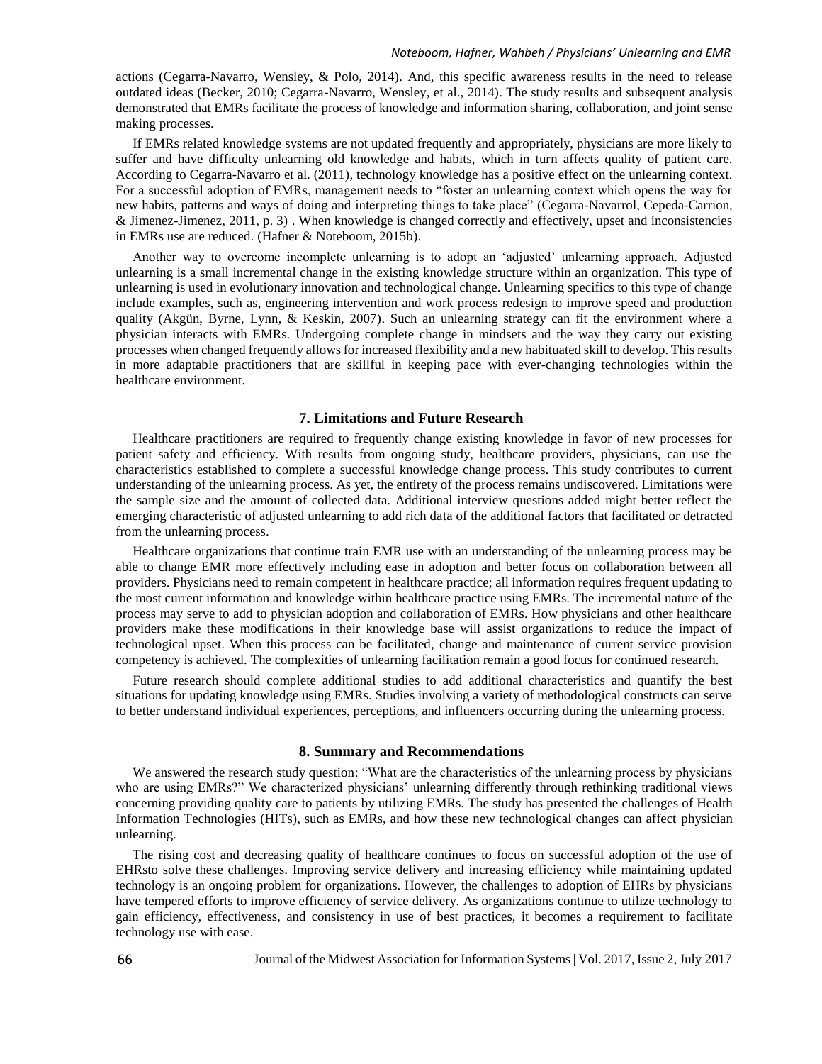actions (Cegarra-Navarro, Wensley, & Polo, 2014). And, this specific awareness results in the need to release outdated ideas (Becker, 2010; Cegarra-Navarro, Wensley, et al., 2014). The study results and subsequent analysis demonstrated that EMRs facilitate the process of knowledge and information sharing, collaboration, and joint sense making processes.

If EMRs related knowledge systems are not updated frequently and appropriately, physicians are more likely to suffer and have difficulty unlearning old knowledge and habits, which in turn affects quality of patient care. According to Cegarra-Navarro et al. (2011), technology knowledge has a positive effect on the unlearning context. For a successful adoption of EMRs, management needs to "foster an unlearning context which opens the way for new habits, patterns and ways of doing and interpreting things to take place" (Cegarra-Navarrol, Cepeda-Carrion, & Jimenez-Jimenez, 2011, p. 3) . When knowledge is changed correctly and effectively, upset and inconsistencies in EMRs use are reduced. (Hafner & Noteboom, 2015b).

Another way to overcome incomplete unlearning is to adopt an 'adjusted' unlearning approach. Adjusted unlearning is a small incremental change in the existing knowledge structure within an organization. This type of unlearning is used in evolutionary innovation and technological change. Unlearning specifics to this type of change include examples, such as, engineering intervention and work process redesign to improve speed and production quality (Akgün, Byrne, Lynn, & Keskin, 2007). Such an unlearning strategy can fit the environment where a physician interacts with EMRs. Undergoing complete change in mindsets and the way they carry out existing processes when changed frequently allows for increased flexibility and a new habituated skill to develop. This results in more adaptable practitioners that are skillful in keeping pace with ever-changing technologies within the healthcare environment.

## 7. Limitations and Future Research

Healthcare practitioners are required to frequently change existing knowledge in favor of new processes for patient safety and efficiency. With results from ongoing study, healthcare providers, physicians, can use the characteristics established to complete a successful knowledge change process. This study contributes to current understanding of the unlearning process. As yet, the entirety of the process remains undiscovered. Limitations were the sample size and the amount of collected data. Additional interview questions added might better reflect the emerging characteristic of adjusted unlearning to add rich data of the additional factors that facilitated or detracted from the unlearning process.

Healthcare organizations that continue train EMR use with an understanding of the unlearning process may be able to change EMR more effectively including ease in adoption and better focus on collaboration between all providers. Physicians need to remain competent in healthcare practice; all information requires frequent updating to the most current information and knowledge within healthcare practice using EMRs. The incremental nature of the process may serve to add to physician adoption and collaboration of EMRs. How physicians and other healthcare providers make these modifications in their knowledge base will assist organizations to reduce the impact of technological upset. When this process can be facilitated, change and maintenance of current service provision competency is achieved. The complexities of unlearning facilitation remain a good focus for continued research.

Future research should complete additional studies to add additional characteristics and quantify the best situations for updating knowledge using EMRs. Studies involving a variety of methodological constructs can serve to better understand individual experiences, perceptions, and influencers occurring during the unlearning process.

## 8. Summary and Recommendations

We answered the research study question: "What are the characteristics of the unlearning process by physicians who are using EMRs?" We characterized physicians' unlearning differently through rethinking traditional views concerning providing quality care to patients by utilizing EMRs. The study has presented the challenges of Health Information Technologies (HITs), such as EMRs, and how these new technological changes can affect physician unlearning.

The rising cost and decreasing quality of healthcare continues to focus on successful adoption of the use of EHRsto solve these challenges. Improving service delivery and increasing efficiency while maintaining updated technology is an ongoing problem for organizations. However, the challenges to adoption of EHRs by physicians have tempered efforts to improve efficiency of service delivery. As organizations continue to utilize technology to gain efficiency, effectiveness, and consistency in use of best practices, it becomes a requirement to facilitate technology use with ease.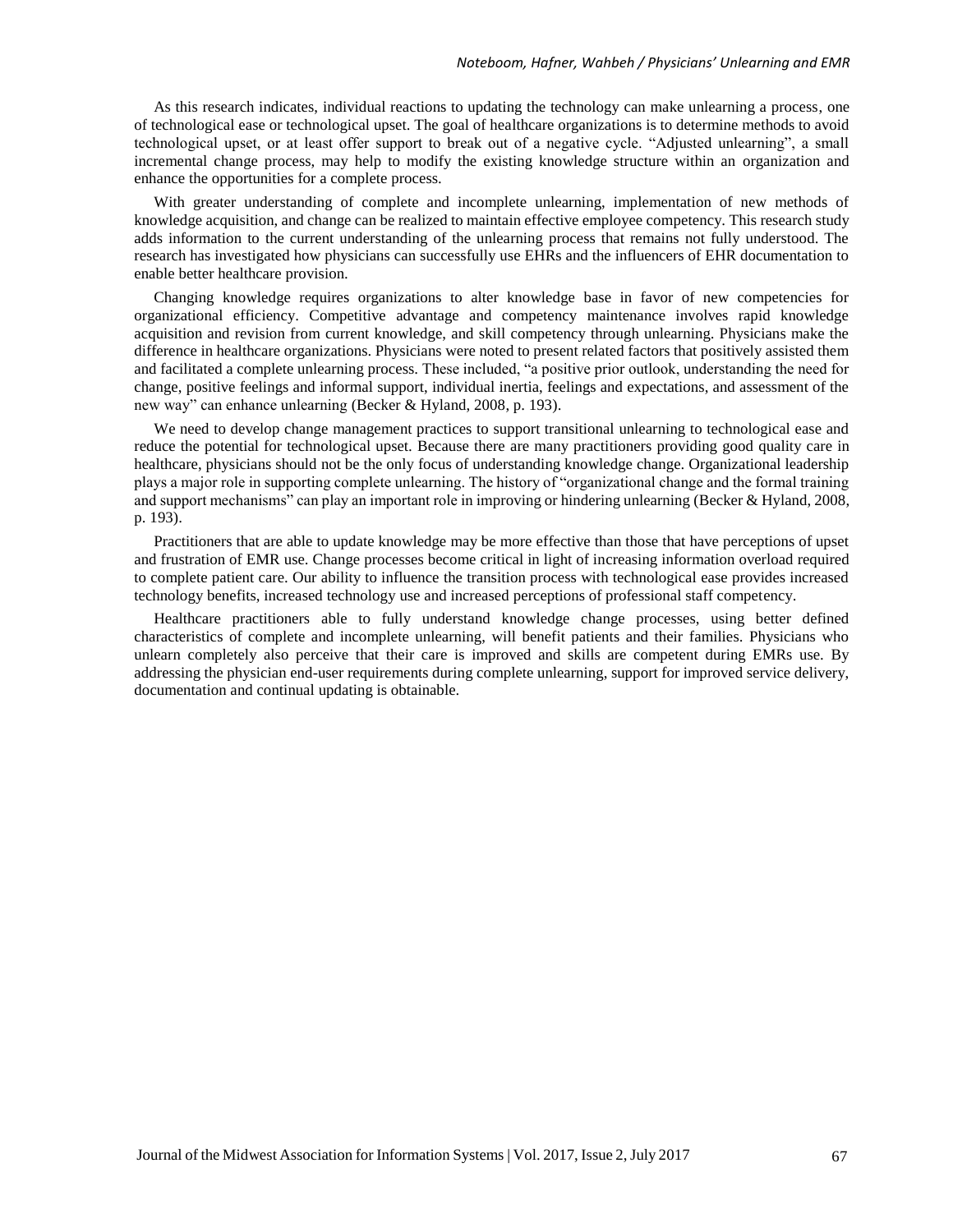As this research indicates, individual reactions to updating the technology can make unlearning a process, one of technological ease or technological upset. The goal of healthcare organizations is to determine methods to avoid technological upset, or at least offer support to break out of a negative cycle. "Adjusted unlearning", a small incremental change process, may help to modify the existing knowledge structure within an organization and enhance the opportunities for a complete process.

With greater understanding of complete and incomplete unlearning, implementation of new methods of knowledge acquisition, and change can be realized to maintain effective employee competency. This research study adds information to the current understanding of the unlearning process that remains not fully understood. The research has investigated how physicians can successfully use EHRs and the influencers of EHR documentation to enable better healthcare provision.

Changing knowledge requires organizations to alter knowledge base in favor of new competencies for organizational efficiency. Competitive advantage and competency maintenance involves rapid knowledge acquisition and revision from current knowledge, and skill competency through unlearning. Physicians make the difference in healthcare organizations. Physicians were noted to present related factors that positively assisted them and facilitated a complete unlearning process. These included, "a positive prior outlook, understanding the need for change, positive feelings and informal support, individual inertia, feelings and expectations, and assessment of the new way" can enhance unlearning (Becker & Hyland, 2008, p. 193).

We need to develop change management practices to support transitional unlearning to technological ease and reduce the potential for technological upset. Because there are many practitioners providing good quality care in healthcare, physicians should not be the only focus of understanding knowledge change. Organizational leadership plays a major role in supporting complete unlearning. The history of "organizational change and the formal training and support mechanisms" can play an important role in improving or hindering unlearning (Becker & Hyland, 2008, p. 193).

Practitioners that are able to update knowledge may be more effective than those that have perceptions of upset and frustration of EMR use. Change processes become critical in light of increasing information overload required to complete patient care. Our ability to influence the transition process with technological ease provides increased technology benefits, increased technology use and increased perceptions of professional staff competency.

Healthcare practitioners able to fully understand knowledge change processes, using better defined characteristics of complete and incomplete unlearning, will benefit patients and their families. Physicians who unlearn completely also perceive that their care is improved and skills are competent during EMRs use. By addressing the physician end-user requirements during complete unlearning, support for improved service delivery, documentation and continual updating is obtainable.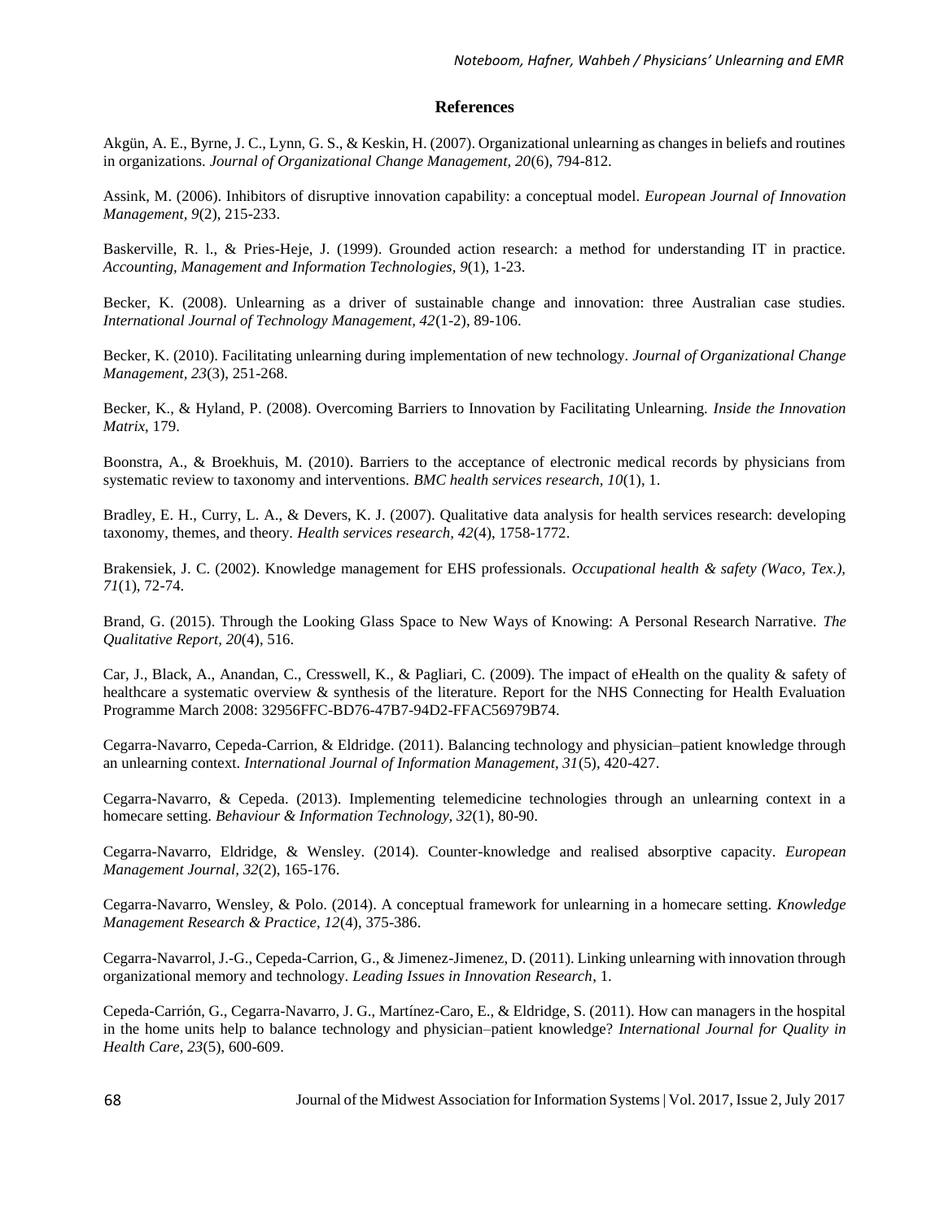## References

Akgün, A. E., Byrne, J. C., Lynn, G. S., & Keskin, H. (2007). Organizational unlearning as changes in beliefs and routines in organizations. *Journal of Organizational Change Management, 20*(6), 794-812.

Assink, M. (2006). Inhibitors of disruptive innovation capability: a conceptual model. *European Journal of Innovation Management, 9*(2), 215-233.

Baskerville, R. l., & Pries-Heje, J. (1999). Grounded action research: a method for understanding IT in practice. *Accounting, Management and Information Technologies, 9*(1), 1-23.

Becker, K. (2008). Unlearning as a driver of sustainable change and innovation: three Australian case studies. *International Journal of Technology Management, 42*(1-2), 89-106.

Becker, K. (2010). Facilitating unlearning during implementation of new technology. *Journal of Organizational Change Management, 23*(3), 251-268.

Becker, K., & Hyland, P. (2008). Overcoming Barriers to Innovation by Facilitating Unlearning. *Inside the Innovation Matrix*, 179.

Boonstra, A., & Broekhuis, M. (2010). Barriers to the acceptance of electronic medical records by physicians from systematic review to taxonomy and interventions. *BMC health services research, 10*(1), 1.

Bradley, E. H., Curry, L. A., & Devers, K. J. (2007). Qualitative data analysis for health services research: developing taxonomy, themes, and theory. *Health services research, 42*(4), 1758-1772.

Brakensiek, J. C. (2002). Knowledge management for EHS professionals. *Occupational health & safety (Waco, Tex.), 71*(1), 72-74.

Brand, G. (2015). Through the Looking Glass Space to New Ways of Knowing: A Personal Research Narrative. *The Qualitative Report, 20*(4), 516.

Car, J., Black, A., Anandan, C., Cresswell, K., & Pagliari, C. (2009). The impact of eHealth on the quality & safety of healthcare a systematic overview & synthesis of the literature. Report for the NHS Connecting for Health Evaluation Programme March 2008: 32956FFC-BD76-47B7-94D2-FFAC56979B74.

Cegarra-Navarro, Cepeda-Carrion, & Eldridge. (2011). Balancing technology and physician–patient knowledge through an unlearning context. *International Journal of Information Management, 31*(5), 420-427.

Cegarra-Navarro, & Cepeda. (2013). Implementing telemedicine technologies through an unlearning context in a homecare setting. *Behaviour & Information Technology, 32*(1), 80-90.

Cegarra-Navarro, Eldridge, & Wensley. (2014). Counter-knowledge and realised absorptive capacity. *European Management Journal, 32*(2), 165-176.

Cegarra-Navarro, Wensley, & Polo. (2014). A conceptual framework for unlearning in a homecare setting. *Knowledge Management Research & Practice, 12*(4), 375-386.

Cegarra-Navarrol, J.-G., Cepeda-Carrion, G., & Jimenez-Jimenez, D. (2011). Linking unlearning with innovation through organizational memory and technology. *Leading Issues in Innovation Research*, 1.

Cepeda-Carrión, G., Cegarra-Navarro, J. G., Martínez-Caro, E., & Eldridge, S. (2011). How can managers in the hospital in the home units help to balance technology and physician–patient knowledge? *International Journal for Quality in Health Care, 23*(5), 600-609.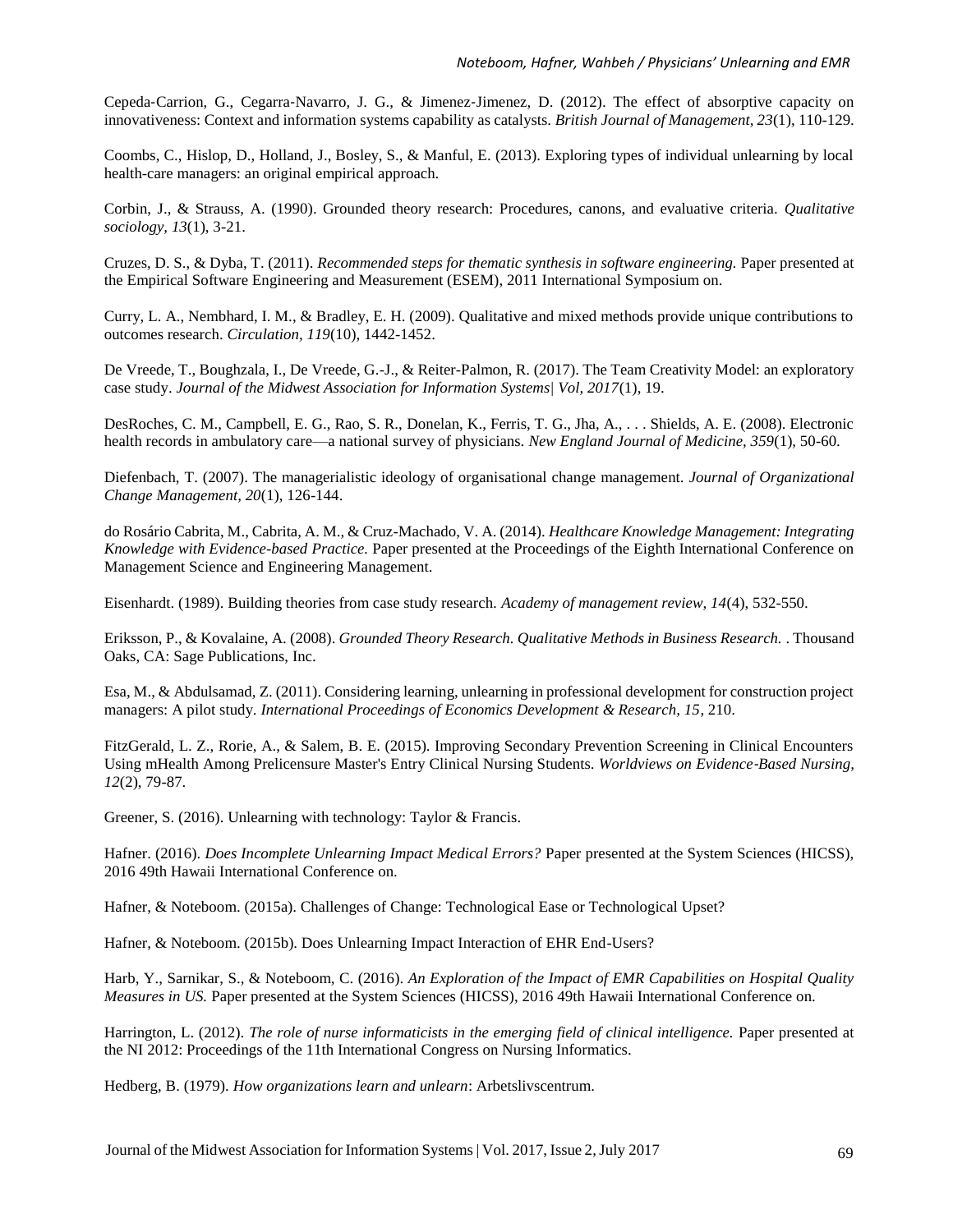Cepeda-Carrion, G., Cegarra-Navarro, J. G., & Jimenez-Jimenez, D. (2012). The effect of absorptive capacity on innovativeness: Context and information systems capability as catalysts. *British Journal of Management, 23*(1), 110-129.

Coombs, C., Hislop, D., Holland, J., Bosley, S., & Manful, E. (2013). Exploring types of individual unlearning by local health-care managers: an original empirical approach.

Corbin, J., & Strauss, A. (1990). Grounded theory research: Procedures, canons, and evaluative criteria. *Qualitative sociology, 13*(1), 3-21.

Cruzes, D. S., & Dyba, T. (2011). *Recommended steps for thematic synthesis in software engineering.* Paper presented at the Empirical Software Engineering and Measurement (ESEM), 2011 International Symposium on.

Curry, L. A., Nembhard, I. M., & Bradley, E. H. (2009). Qualitative and mixed methods provide unique contributions to outcomes research. *Circulation, 119*(10), 1442-1452.

De Vreede, T., Boughzala, I., De Vreede, G.-J., & Reiter-Palmon, R. (2017). The Team Creativity Model: an exploratory case study. *Journal of the Midwest Association for Information Systems| Vol, 2017*(1), 19.

DesRoches, C. M., Campbell, E. G., Rao, S. R., Donelan, K., Ferris, T. G., Jha, A., . . . Shields, A. E. (2008). Electronic health records in ambulatory care—a national survey of physicians. *New England Journal of Medicine, 359*(1), 50-60.

Diefenbach, T. (2007). The managerialistic ideology of organisational change management. *Journal of Organizational Change Management, 20*(1), 126-144.

do Rosário Cabrita, M., Cabrita, A. M., & Cruz-Machado, V. A. (2014). *Healthcare Knowledge Management: Integrating Knowledge with Evidence-based Practice.* Paper presented at the Proceedings of the Eighth International Conference on Management Science and Engineering Management.

Eisenhardt. (1989). Building theories from case study research. *Academy of management review, 14*(4), 532-550.

Eriksson, P., & Kovalaine, A. (2008). *Grounded Theory Research. Qualitative Methods in Business Research.* . Thousand Oaks, CA: Sage Publications, Inc.

Esa, M., & Abdulsamad, Z. (2011). Considering learning, unlearning in professional development for construction project managers: A pilot study. *International Proceedings of Economics Development & Research, 15*, 210.

FitzGerald, L. Z., Rorie, A., & Salem, B. E. (2015). Improving Secondary Prevention Screening in Clinical Encounters Using mHealth Among Prelicensure Master's Entry Clinical Nursing Students. *Worldviews on Evidence-Based Nursing, 12*(2), 79-87.

Greener, S. (2016). Unlearning with technology: Taylor & Francis.

Hafner. (2016). *Does Incomplete Unlearning Impact Medical Errors?* Paper presented at the System Sciences (HICSS), 2016 49th Hawaii International Conference on.

Hafner, & Noteboom. (2015a). Challenges of Change: Technological Ease or Technological Upset?

Hafner, & Noteboom. (2015b). Does Unlearning Impact Interaction of EHR End-Users?

Harb, Y., Sarnikar, S., & Noteboom, C. (2016). *An Exploration of the Impact of EMR Capabilities on Hospital Quality Measures in US.* Paper presented at the System Sciences (HICSS), 2016 49th Hawaii International Conference on.

Harrington, L. (2012). *The role of nurse informaticists in the emerging field of clinical intelligence.* Paper presented at the NI 2012: Proceedings of the 11th International Congress on Nursing Informatics.

Hedberg, B. (1979). *How organizations learn and unlearn*: Arbetslivscentrum.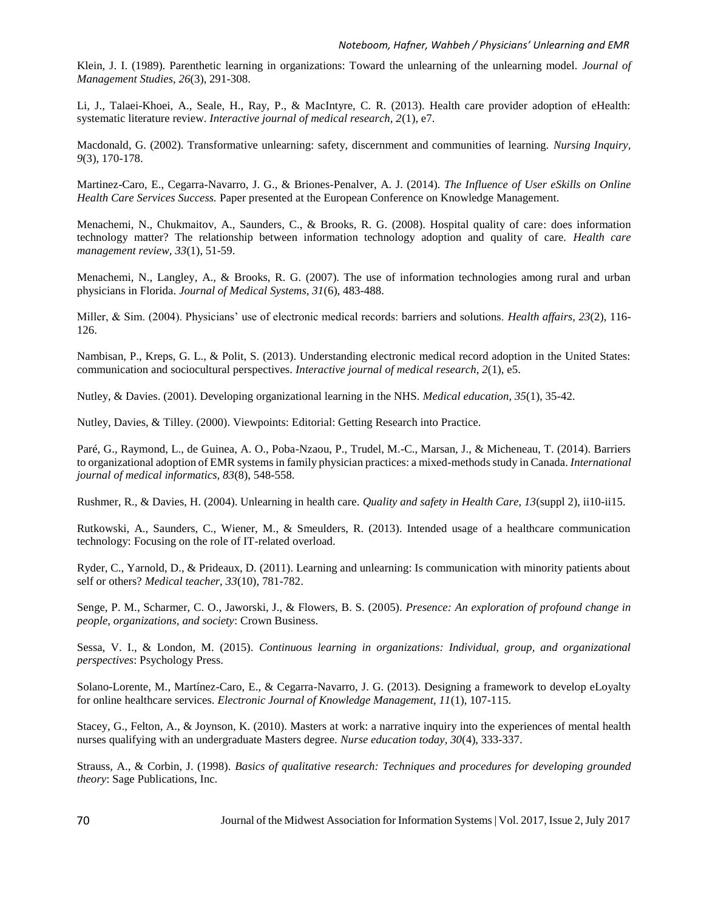Klein, J. I. (1989). Parenthetic learning in organizations: Toward the unlearning of the unlearning model. *Journal of Management Studies, 26*(3), 291-308.

Li, J., Talaei-Khoei, A., Seale, H., Ray, P., & MacIntyre, C. R. (2013). Health care provider adoption of eHealth: systematic literature review. *Interactive journal of medical research, 2*(1), e7.

Macdonald, G. (2002). Transformative unlearning: safety, discernment and communities of learning. *Nursing Inquiry, 9*(3), 170-178.

Martinez-Caro, E., Cegarra-Navarro, J. G., & Briones-Penalver, A. J. (2014). *The Influence of User eSkills on Online Health Care Services Success.* Paper presented at the European Conference on Knowledge Management.

Menachemi, N., Chukmaitov, A., Saunders, C., & Brooks, R. G. (2008). Hospital quality of care: does information technology matter? The relationship between information technology adoption and quality of care. *Health care management review, 33*(1), 51-59.

Menachemi, N., Langley, A., & Brooks, R. G. (2007). The use of information technologies among rural and urban physicians in Florida. *Journal of Medical Systems, 31*(6), 483-488.

Miller, & Sim. (2004). Physicians' use of electronic medical records: barriers and solutions. *Health affairs, 23*(2), 116-126.

Nambisan, P., Kreps, G. L., & Polit, S. (2013). Understanding electronic medical record adoption in the United States: communication and sociocultural perspectives. *Interactive journal of medical research, 2*(1), e5.

Nutley, & Davies. (2001). Developing organizational learning in the NHS. *Medical education, 35*(1), 35-42.

Nutley, Davies, & Tilley. (2000). Viewpoints: Editorial: Getting Research into Practice.

Paré, G., Raymond, L., de Guinea, A. O., Poba-Nzaou, P., Trudel, M.-C., Marsan, J., & Micheneau, T. (2014). Barriers to organizational adoption of EMR systems in family physician practices: a mixed-methods study in Canada. *International journal of medical informatics, 83*(8), 548-558.

Rushmer, R., & Davies, H. (2004). Unlearning in health care. *Quality and safety in Health Care, 13*(suppl 2), ii10-ii15.

Rutkowski, A., Saunders, C., Wiener, M., & Smeulders, R. (2013). Intended usage of a healthcare communication technology: Focusing on the role of IT-related overload.

Ryder, C., Yarnold, D., & Prideaux, D. (2011). Learning and unlearning: Is communication with minority patients about self or others? *Medical teacher, 33*(10), 781-782.

Senge, P. M., Scharmer, C. O., Jaworski, J., & Flowers, B. S. (2005). *Presence: An exploration of profound change in people, organizations, and society*: Crown Business.

Sessa, V. I., & London, M. (2015). *Continuous learning in organizations: Individual, group, and organizational perspectives*: Psychology Press.

Solano-Lorente, M., Martínez-Caro, E., & Cegarra-Navarro, J. G. (2013). Designing a framework to develop eLoyalty for online healthcare services. *Electronic Journal of Knowledge Management, 11*(1), 107-115.

Stacey, G., Felton, A., & Joynson, K. (2010). Masters at work: a narrative inquiry into the experiences of mental health nurses qualifying with an undergraduate Masters degree. *Nurse education today, 30*(4), 333-337.

Strauss, A., & Corbin, J. (1998). *Basics of qualitative research: Techniques and procedures for developing grounded theory*: Sage Publications, Inc.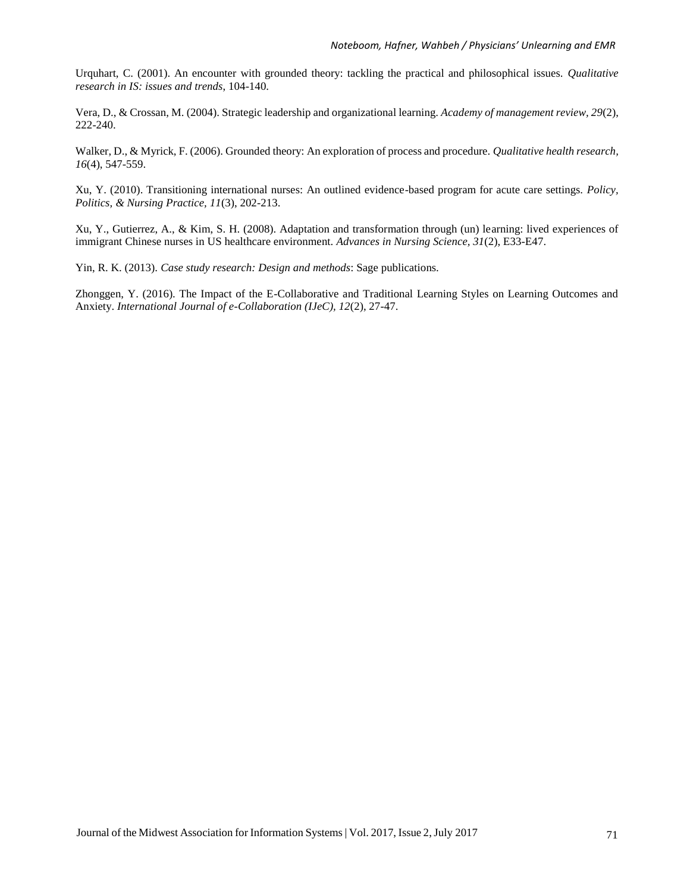Urquhart, C. (2001). An encounter with grounded theory: tackling the practical and philosophical issues. *Qualitative research in IS: issues and trends*, 104-140.

Vera, D., & Crossan, M. (2004). Strategic leadership and organizational learning. *Academy of management review, 29*(2), 222-240.

Walker, D., & Myrick, F. (2006). Grounded theory: An exploration of process and procedure. *Qualitative health research, 16*(4), 547-559.

Xu, Y. (2010). Transitioning international nurses: An outlined evidence-based program for acute care settings. *Policy, Politics, & Nursing Practice, 11*(3), 202-213.

Xu, Y., Gutierrez, A., & Kim, S. H. (2008). Adaptation and transformation through (un) learning: lived experiences of immigrant Chinese nurses in US healthcare environment. *Advances in Nursing Science, 31*(2), E33-E47.

Yin, R. K. (2013). *Case study research: Design and methods*: Sage publications.

Zhonggen, Y. (2016). The Impact of the E-Collaborative and Traditional Learning Styles on Learning Outcomes and Anxiety. *International Journal of e-Collaboration (IJeC), 12*(2), 27-47.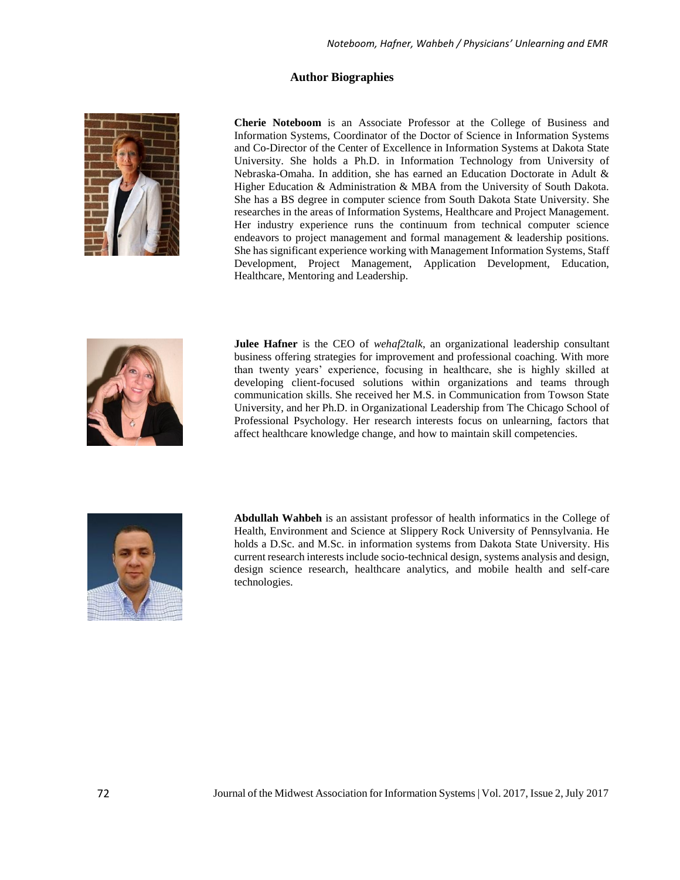## Author Biographies

**Cherie Noteboom** is an Associate Professor at the College of Business and Information Systems, Coordinator of the Doctor of Science in Information Systems and Co-Director of the Center of Excellence in Information Systems at Dakota State University. She holds a Ph.D. in Information Technology from University of Nebraska-Omaha. In addition, she has earned an Education Doctorate in Adult & Higher Education & Administration & MBA from the University of South Dakota. She has a BS degree in computer science from South Dakota State University. She researches in the areas of Information Systems, Healthcare and Project Management. Her industry experience runs the continuum from technical computer science endeavors to project management and formal management & leadership positions. She has significant experience working with Management Information Systems, Staff Development, Project Management, Application Development, Education, Healthcare, Mentoring and Leadership.

**Julee Hafner** is the CEO of *wehaf2talk*, an organizational leadership consultant business offering strategies for improvement and professional coaching. With more than twenty years' experience, focusing in healthcare, she is highly skilled at developing client-focused solutions within organizations and teams through communication skills. She received her M.S. in Communication from Towson State University, and her Ph.D. in Organizational Leadership from The Chicago School of Professional Psychology. Her research interests focus on unlearning, factors that affect healthcare knowledge change, and how to maintain skill competencies.

**Abdullah Wahbeh** is an assistant professor of health informatics in the College of Health, Environment and Science at Slippery Rock University of Pennsylvania. He holds a D.Sc. and M.Sc. in information systems from Dakota State University. His current research interests include socio-technical design, systems analysis and design, design science research, healthcare analytics, and mobile health and self-care technologies.